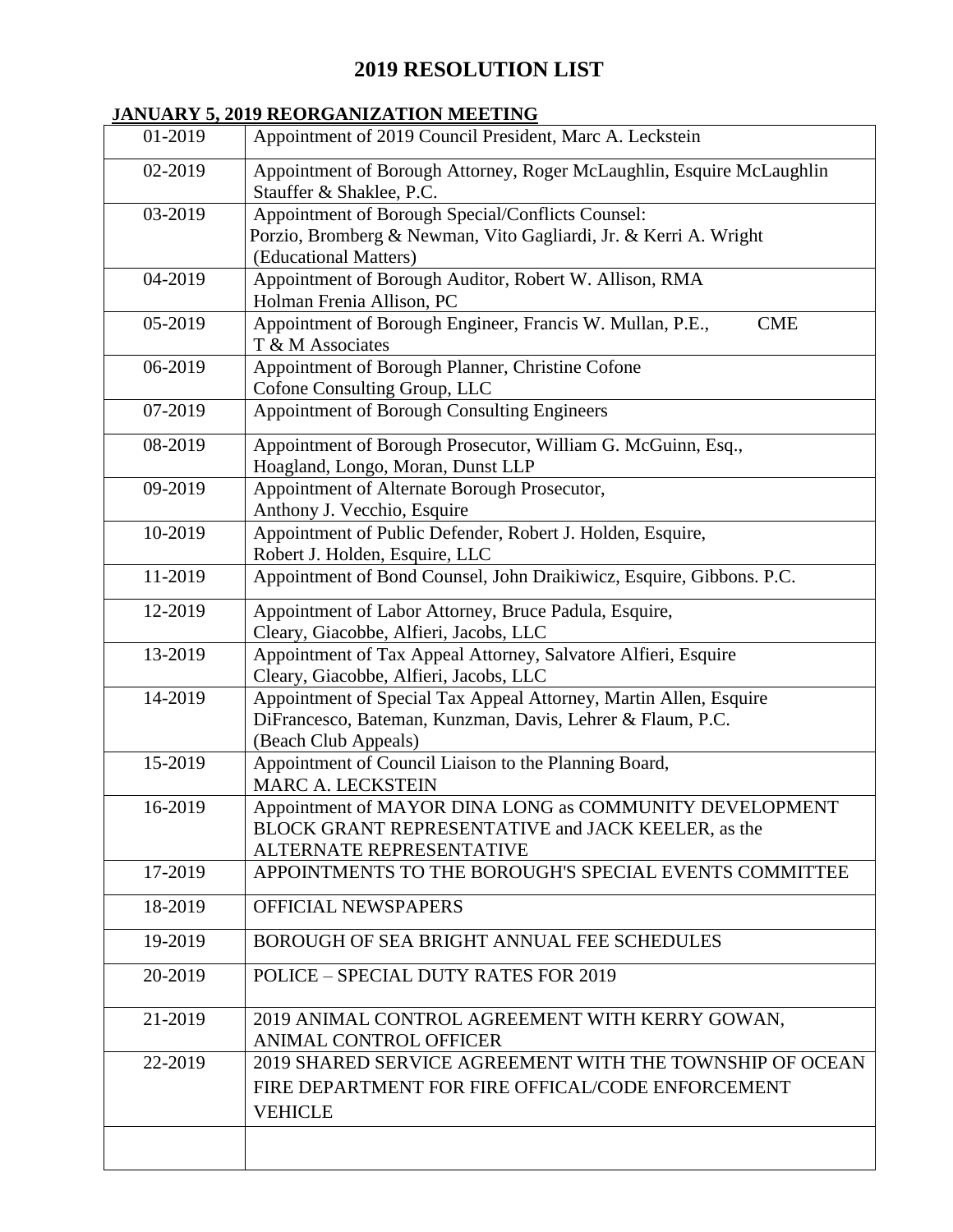# 2019 RESOLUTION LIST

**JANUARY 5, 2019 REORGANIZATION MEETING**

| | |
|---|---|
| 01-2019 | Appointment of 2019 Council President, Marc A. Leckstein |
| 02-2019 | Appointment of Borough Attorney, Roger McLaughlin, Esquire McLaughlin Stauffer & Shaklee, P.C. |
| 03-2019 | Appointment of Borough Special/Conflicts Counsel: Porzio, Bromberg & Newman, Vito Gagliardi, Jr. & Kerri A. Wright (Educational Matters) |
| 04-2019 | Appointment of Borough Auditor, Robert W. Allison, RMA Holman Frenia Allison, PC |
| 05-2019 | Appointment of Borough Engineer, Francis W. Mullan, P.E., CME T & M Associates |
| 06-2019 | Appointment of Borough Planner, Christine Cofone Cofone Consulting Group, LLC |
| 07-2019 | Appointment of Borough Consulting Engineers |
| 08-2019 | Appointment of Borough Prosecutor, William G. McGuinn, Esq., Hoagland, Longo, Moran, Dunst LLP |
| 09-2019 | Appointment of Alternate Borough Prosecutor, Anthony J. Vecchio, Esquire |
| 10-2019 | Appointment of Public Defender, Robert J. Holden, Esquire, Robert J. Holden, Esquire, LLC |
| 11-2019 | Appointment of Bond Counsel, John Draikiwicz, Esquire, Gibbons. P.C. |
| 12-2019 | Appointment of Labor Attorney, Bruce Padula, Esquire, Cleary, Giacobbe, Alfieri, Jacobs, LLC |
| 13-2019 | Appointment of Tax Appeal Attorney, Salvatore Alfieri, Esquire Cleary, Giacobbe, Alfieri, Jacobs, LLC |
| 14-2019 | Appointment of Special Tax Appeal Attorney, Martin Allen, Esquire DiFrancesco, Bateman, Kunzman, Davis, Lehrer & Flaum, P.C. (Beach Club Appeals) |
| 15-2019 | Appointment of Council Liaison to the Planning Board, MARC A. LECKSTEIN |
| 16-2019 | Appointment of MAYOR DINA LONG as COMMUNITY DEVELOPMENT BLOCK GRANT REPRESENTATIVE and JACK KEELER, as the ALTERNATE REPRESENTATIVE |
| 17-2019 | APPOINTMENTS TO THE BOROUGH'S SPECIAL EVENTS COMMITTEE |
| 18-2019 | OFFICIAL NEWSPAPERS |
| 19-2019 | BOROUGH OF SEA BRIGHT ANNUAL FEE SCHEDULES |
| 20-2019 | POLICE – SPECIAL DUTY RATES FOR 2019 |
| 21-2019 | 2019 ANIMAL CONTROL AGREEMENT WITH KERRY GOWAN, ANIMAL CONTROL OFFICER |
| 22-2019 | 2019 SHARED SERVICE AGREEMENT WITH THE TOWNSHIP OF OCEAN FIRE DEPARTMENT FOR FIRE OFFICAL/CODE ENFORCEMENT VEHICLE |
| | |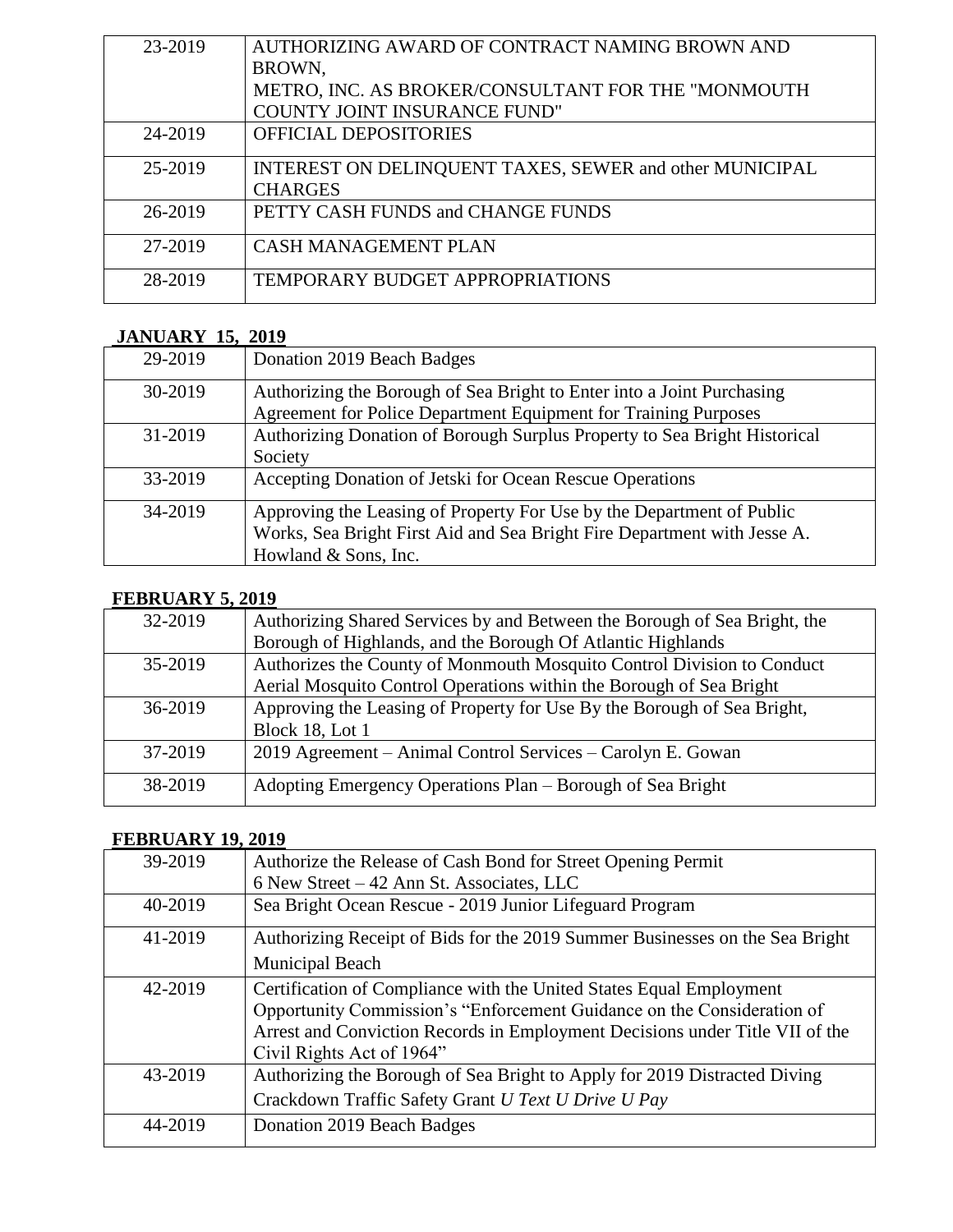| | |
|---|---|
| 23-2019 | AUTHORIZING AWARD OF CONTRACT NAMING BROWN AND BROWN, METRO, INC. AS BROKER/CONSULTANT FOR THE "MONMOUTH COUNTY JOINT INSURANCE FUND" |
| 24-2019 | OFFICIAL DEPOSITORIES |
| 25-2019 | INTEREST ON DELINQUENT TAXES, SEWER and other MUNICIPAL CHARGES |
| 26-2019 | PETTY CASH FUNDS and CHANGE FUNDS |
| 27-2019 | CASH MANAGEMENT PLAN |
| 28-2019 | TEMPORARY BUDGET APPROPRIATIONS |

**JANUARY 15, 2019**

| | |
|---|---|
| 29-2019 | Donation 2019 Beach Badges |
| 30-2019 | Authorizing the Borough of Sea Bright to Enter into a Joint Purchasing Agreement for Police Department Equipment for Training Purposes |
| 31-2019 | Authorizing Donation of Borough Surplus Property to Sea Bright Historical Society |
| 33-2019 | Accepting Donation of Jetski for Ocean Rescue Operations |
| 34-2019 | Approving the Leasing of Property For Use by the Department of Public Works, Sea Bright First Aid and Sea Bright Fire Department with Jesse A. Howland & Sons, Inc. |

**FEBRUARY 5, 2019**

| | |
|---|---|
| 32-2019 | Authorizing Shared Services by and Between the Borough of Sea Bright, the Borough of Highlands, and the Borough Of Atlantic Highlands |
| 35-2019 | Authorizes the County of Monmouth Mosquito Control Division to Conduct Aerial Mosquito Control Operations within the Borough of Sea Bright |
| 36-2019 | Approving the Leasing of Property for Use By the Borough of Sea Bright, Block 18, Lot 1 |
| 37-2019 | 2019 Agreement – Animal Control Services – Carolyn E. Gowan |
| 38-2019 | Adopting Emergency Operations Plan – Borough of Sea Bright |

**FEBRUARY 19, 2019**

| | |
|---|---|
| 39-2019 | Authorize the Release of Cash Bond for Street Opening Permit 6 New Street – 42 Ann St. Associates, LLC |
| 40-2019 | Sea Bright Ocean Rescue - 2019 Junior Lifeguard Program |
| 41-2019 | Authorizing Receipt of Bids for the 2019 Summer Businesses on the Sea Bright Municipal Beach |
| 42-2019 | Certification of Compliance with the United States Equal Employment Opportunity Commission's "Enforcement Guidance on the Consideration of Arrest and Conviction Records in Employment Decisions under Title VII of the Civil Rights Act of 1964" |
| 43-2019 | Authorizing the Borough of Sea Bright to Apply for 2019 Distracted Diving Crackdown Traffic Safety Grant *U Text U Drive U Pay* |
| 44-2019 | Donation 2019 Beach Badges |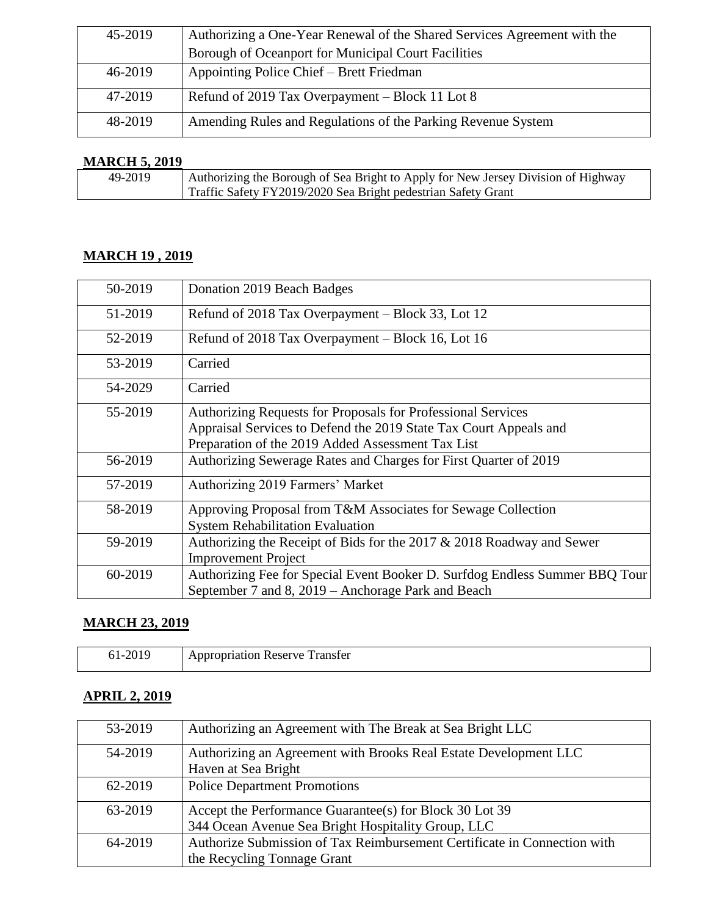| | |
|---|---|
| 45-2019 | Authorizing a One-Year Renewal of the Shared Services Agreement with the Borough of Oceanport for Municipal Court Facilities |
| 46-2019 | Appointing Police Chief – Brett Friedman |
| 47-2019 | Refund of 2019 Tax Overpayment – Block 11 Lot 8 |
| 48-2019 | Amending Rules and Regulations of the Parking Revenue System |

**MARCH 5, 2019**

| | |
|---|---|
| 49-2019 | Authorizing the Borough of Sea Bright to Apply for New Jersey Division of Highway Traffic Safety FY2019/2020 Sea Bright pedestrian Safety Grant |

**MARCH 19 , 2019**

| | |
|---|---|
| 50-2019 | Donation 2019 Beach Badges |
| 51-2019 | Refund of 2018 Tax Overpayment – Block 33, Lot 12 |
| 52-2019 | Refund of 2018 Tax Overpayment – Block 16, Lot 16 |
| 53-2019 | Carried |
| 54-2029 | Carried |
| 55-2019 | Authorizing Requests for Proposals for Professional Services Appraisal Services to Defend the 2019 State Tax Court Appeals and Preparation of the 2019 Added Assessment Tax List |
| 56-2019 | Authorizing Sewerage Rates and Charges for First Quarter of 2019 |
| 57-2019 | Authorizing 2019 Farmers' Market |
| 58-2019 | Approving Proposal from T&M Associates for Sewage Collection System Rehabilitation Evaluation |
| 59-2019 | Authorizing the Receipt of Bids for the 2017 & 2018 Roadway and Sewer Improvement Project |
| 60-2019 | Authorizing Fee for Special Event Booker D. Surfdog Endless Summer BBQ Tour September 7 and 8, 2019 – Anchorage Park and Beach |

**MARCH 23, 2019**

| | |
|---|---|
| 61-2019 | Appropriation Reserve Transfer |

**APRIL 2, 2019**

| | |
|---|---|
| 53-2019 | Authorizing an Agreement with The Break at Sea Bright LLC |
| 54-2019 | Authorizing an Agreement with Brooks Real Estate Development LLC Haven at Sea Bright |
| 62-2019 | Police Department Promotions |
| 63-2019 | Accept the Performance Guarantee(s) for Block 30 Lot 39 344 Ocean Avenue Sea Bright Hospitality Group, LLC |
| 64-2019 | Authorize Submission of Tax Reimbursement Certificate in Connection with the Recycling Tonnage Grant |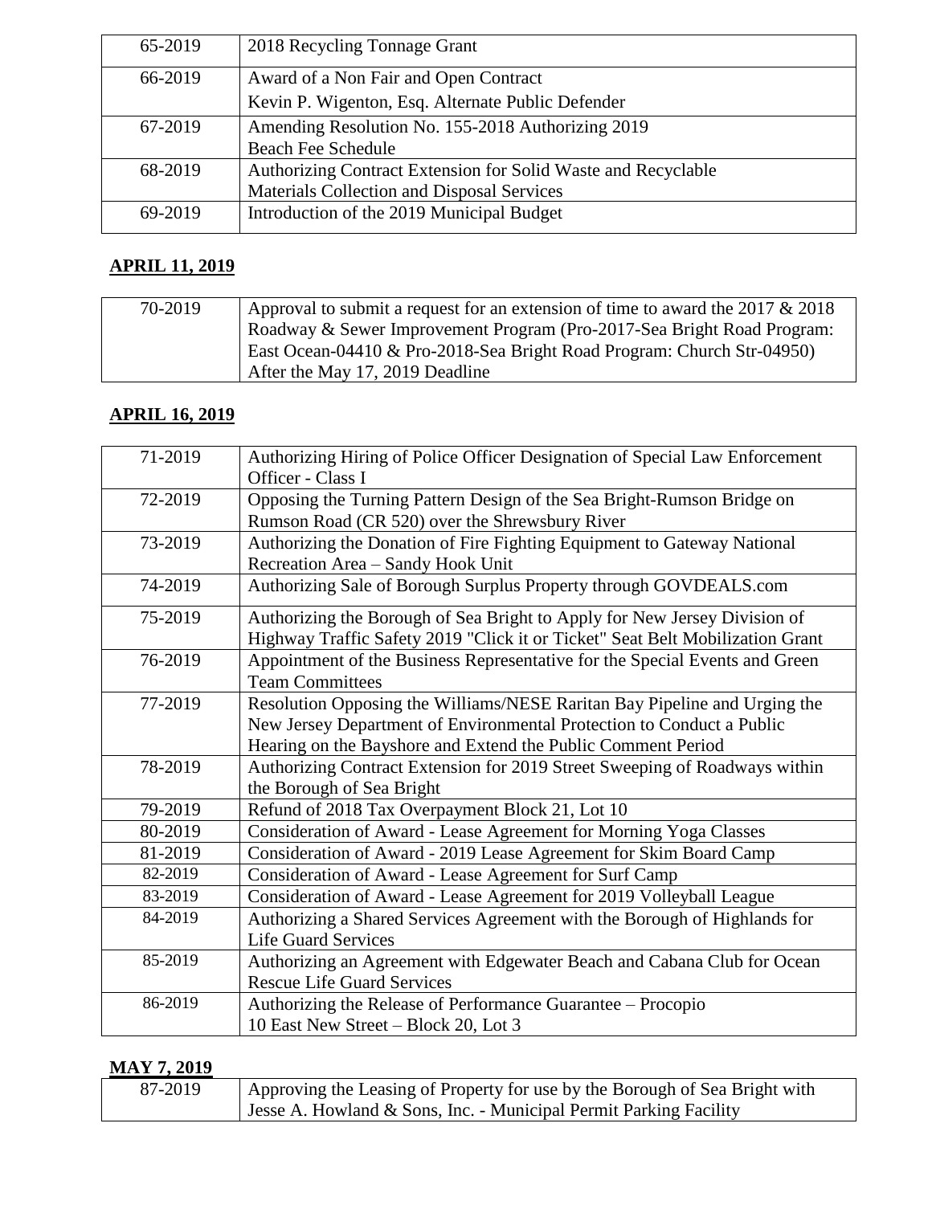| 65-2019 | 2018 Recycling Tonnage Grant |
|---|---|
| 66-2019 | Award of a Non Fair and Open Contract<br>Kevin P. Wigenton, Esq. Alternate Public Defender |
| 67-2019 | Amending Resolution No. 155-2018 Authorizing 2019<br>Beach Fee Schedule |
| 68-2019 | Authorizing Contract Extension for Solid Waste and Recyclable<br>Materials Collection and Disposal Services |
| 69-2019 | Introduction of the 2019 Municipal Budget |

## APRIL 11, 2019

| 70-2019 | Approval to submit a request for an extension of time to award the 2017 & 2018 Roadway & Sewer Improvement Program (Pro-2017-Sea Bright Road Program: East Ocean-04410 & Pro-2018-Sea Bright Road Program: Church Str-04950) After the May 17, 2019 Deadline |
|---|---|

## APRIL 16, 2019

| 71-2019 | Authorizing Hiring of Police Officer Designation of Special Law Enforcement Officer - Class I |
|---|---|
| 72-2019 | Opposing the Turning Pattern Design of the Sea Bright-Rumson Bridge on Rumson Road (CR 520) over the Shrewsbury River |
| 73-2019 | Authorizing the Donation of Fire Fighting Equipment to Gateway National Recreation Area – Sandy Hook Unit |
| 74-2019 | Authorizing Sale of Borough Surplus Property through GOVDEALS.com |
| 75-2019 | Authorizing the Borough of Sea Bright to Apply for New Jersey Division of Highway Traffic Safety 2019 "Click it or Ticket" Seat Belt Mobilization Grant |
| 76-2019 | Appointment of the Business Representative for the Special Events and Green Team Committees |
| 77-2019 | Resolution Opposing the Williams/NESE Raritan Bay Pipeline and Urging the New Jersey Department of Environmental Protection to Conduct a Public Hearing on the Bayshore and Extend the Public Comment Period |
| 78-2019 | Authorizing Contract Extension for 2019 Street Sweeping of Roadways within the Borough of Sea Bright |
| 79-2019 | Refund of 2018 Tax Overpayment Block 21, Lot 10 |
| 80-2019 | Consideration of Award - Lease Agreement for Morning Yoga Classes |
| 81-2019 | Consideration of Award - 2019 Lease Agreement for Skim Board Camp |
| 82-2019 | Consideration of Award - Lease Agreement for Surf Camp |
| 83-2019 | Consideration of Award - Lease Agreement for 2019 Volleyball League |
| 84-2019 | Authorizing a Shared Services Agreement with the Borough of Highlands for Life Guard Services |
| 85-2019 | Authorizing an Agreement with Edgewater Beach and Cabana Club for Ocean Rescue Life Guard Services |
| 86-2019 | Authorizing the Release of Performance Guarantee – Procopio<br>10 East New Street – Block 20, Lot 3 |

## MAY 7, 2019

| 87-2019 | Approving the Leasing of Property for use by the Borough of Sea Bright with Jesse A. Howland & Sons, Inc. - Municipal Permit Parking Facility |
|---|---|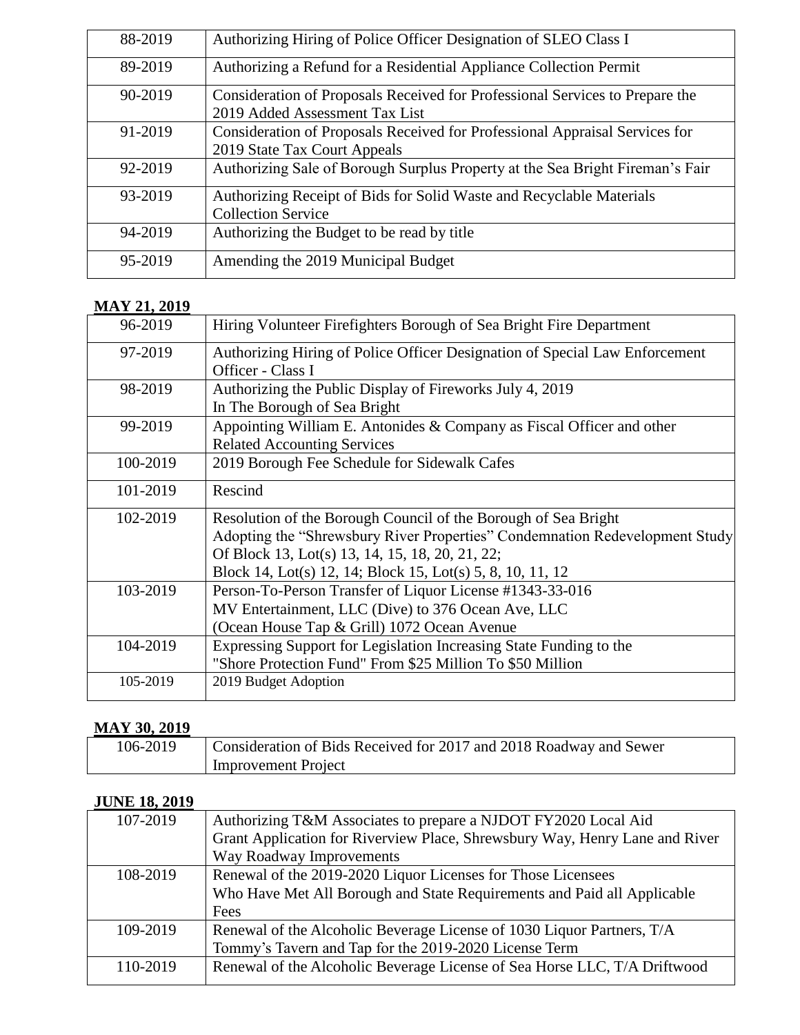| | |
|---|---|
| 88-2019 | Authorizing Hiring of Police Officer Designation of SLEO Class I |
| 89-2019 | Authorizing a Refund for a Residential Appliance Collection Permit |
| 90-2019 | Consideration of Proposals Received for Professional Services to Prepare the 2019 Added Assessment Tax List |
| 91-2019 | Consideration of Proposals Received for Professional Appraisal Services for 2019 State Tax Court Appeals |
| 92-2019 | Authorizing Sale of Borough Surplus Property at the Sea Bright Fireman's Fair |
| 93-2019 | Authorizing Receipt of Bids for Solid Waste and Recyclable Materials Collection Service |
| 94-2019 | Authorizing the Budget to be read by title |
| 95-2019 | Amending the 2019 Municipal Budget |

**MAY 21, 2019**

| | |
|---|---|
| 96-2019 | Hiring Volunteer Firefighters Borough of Sea Bright Fire Department |
| 97-2019 | Authorizing Hiring of Police Officer Designation of Special Law Enforcement Officer - Class I |
| 98-2019 | Authorizing the Public Display of Fireworks July 4, 2019 In The Borough of Sea Bright |
| 99-2019 | Appointing William E. Antonides & Company as Fiscal Officer and other Related Accounting Services |
| 100-2019 | 2019 Borough Fee Schedule for Sidewalk Cafes |
| 101-2019 | Rescind |
| 102-2019 | Resolution of the Borough Council of the Borough of Sea Bright Adopting the "Shrewsbury River Properties" Condemnation Redevelopment Study Of Block 13, Lot(s) 13, 14, 15, 18, 20, 21, 22; Block 14, Lot(s) 12, 14; Block 15, Lot(s) 5, 8, 10, 11, 12 |
| 103-2019 | Person-To-Person Transfer of Liquor License #1343-33-016 MV Entertainment, LLC (Dive) to 376 Ocean Ave, LLC (Ocean House Tap & Grill) 1072 Ocean Avenue |
| 104-2019 | Expressing Support for Legislation Increasing State Funding to the "Shore Protection Fund" From $25 Million To $50 Million |
| 105-2019 | 2019 Budget Adoption |

**MAY 30, 2019**

| | |
|---|---|
| 106-2019 | Consideration of Bids Received for 2017 and 2018 Roadway and Sewer Improvement Project |

**JUNE 18, 2019**

| | |
|---|---|
| 107-2019 | Authorizing T&M Associates to prepare a NJDOT FY2020 Local Aid Grant Application for Riverview Place, Shrewsbury Way, Henry Lane and River Way Roadway Improvements |
| 108-2019 | Renewal of the 2019-2020 Liquor Licenses for Those Licensees Who Have Met All Borough and State Requirements and Paid all Applicable Fees |
| 109-2019 | Renewal of the Alcoholic Beverage License of 1030 Liquor Partners, T/A Tommy's Tavern and Tap for the 2019-2020 License Term |
| 110-2019 | Renewal of the Alcoholic Beverage License of Sea Horse LLC, T/A Driftwood |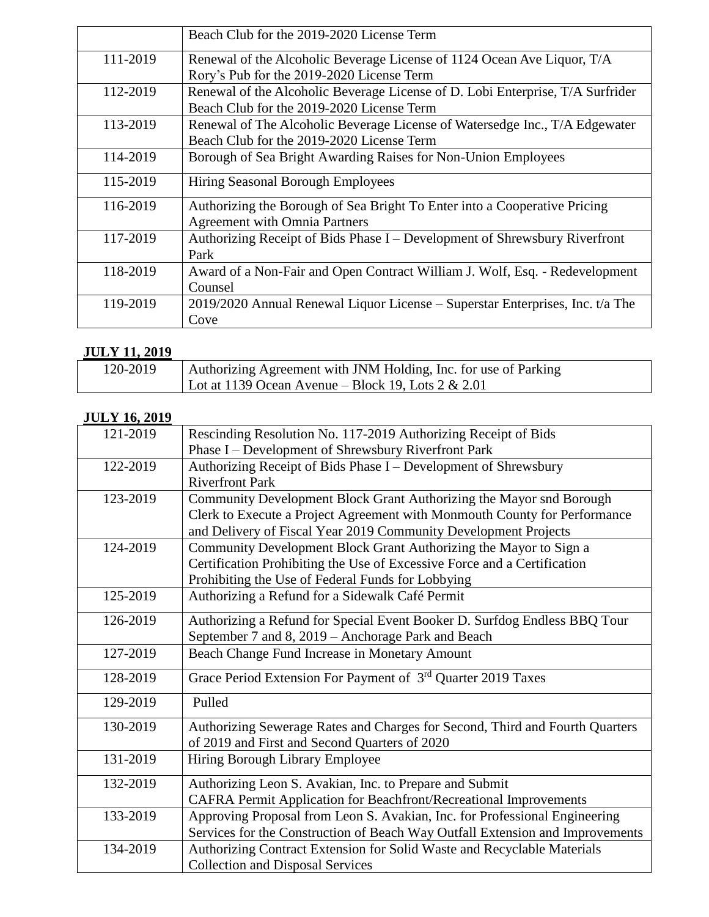| | |
|---|---|
| | Beach Club for the 2019-2020 License Term |
| 111-2019 | Renewal of the Alcoholic Beverage License of 1124 Ocean Ave Liquor, T/A Rory's Pub for the 2019-2020 License Term |
| 112-2019 | Renewal of the Alcoholic Beverage License of D. Lobi Enterprise, T/A Surfrider Beach Club for the 2019-2020 License Term |
| 113-2019 | Renewal of The Alcoholic Beverage License of Watersedge Inc., T/A Edgewater Beach Club for the 2019-2020 License Term |
| 114-2019 | Borough of Sea Bright Awarding Raises for Non-Union Employees |
| 115-2019 | Hiring Seasonal Borough Employees |
| 116-2019 | Authorizing the Borough of Sea Bright To Enter into a Cooperative Pricing Agreement with Omnia Partners |
| 117-2019 | Authorizing Receipt of Bids Phase I – Development of Shrewsbury Riverfront Park |
| 118-2019 | Award of a Non-Fair and Open Contract William J. Wolf, Esq. - Redevelopment Counsel |
| 119-2019 | 2019/2020 Annual Renewal Liquor License – Superstar Enterprises, Inc. t/a The Cove |

**JULY 11, 2019**

| | |
|---|---|
| 120-2019 | Authorizing Agreement with JNM Holding, Inc. for use of Parking Lot at 1139 Ocean Avenue – Block 19, Lots 2 & 2.01 |

**JULY 16, 2019**

| | |
|---|---|
| 121-2019 | Rescinding Resolution No. 117-2019 Authorizing Receipt of Bids Phase I – Development of Shrewsbury Riverfront Park |
| 122-2019 | Authorizing Receipt of Bids Phase I – Development of Shrewsbury Riverfront Park |
| 123-2019 | Community Development Block Grant Authorizing the Mayor snd Borough Clerk to Execute a Project Agreement with Monmouth County for Performance and Delivery of Fiscal Year 2019 Community Development Projects |
| 124-2019 | Community Development Block Grant Authorizing the Mayor to Sign a Certification Prohibiting the Use of Excessive Force and a Certification Prohibiting the Use of Federal Funds for Lobbying |
| 125-2019 | Authorizing a Refund for a Sidewalk Café Permit |
| 126-2019 | Authorizing a Refund for Special Event Booker D. Surfdog Endless BBQ Tour September 7 and 8, 2019 – Anchorage Park and Beach |
| 127-2019 | Beach Change Fund Increase in Monetary Amount |
| 128-2019 | Grace Period Extension For Payment of 3rd Quarter 2019 Taxes |
| 129-2019 | Pulled |
| 130-2019 | Authorizing Sewerage Rates and Charges for Second, Third and Fourth Quarters of 2019 and First and Second Quarters of 2020 |
| 131-2019 | Hiring Borough Library Employee |
| 132-2019 | Authorizing Leon S. Avakian, Inc. to Prepare and Submit CAFRA Permit Application for Beachfront/Recreational Improvements |
| 133-2019 | Approving Proposal from Leon S. Avakian, Inc. for Professional Engineering Services for the Construction of Beach Way Outfall Extension and Improvements |
| 134-2019 | Authorizing Contract Extension for Solid Waste and Recyclable Materials Collection and Disposal Services |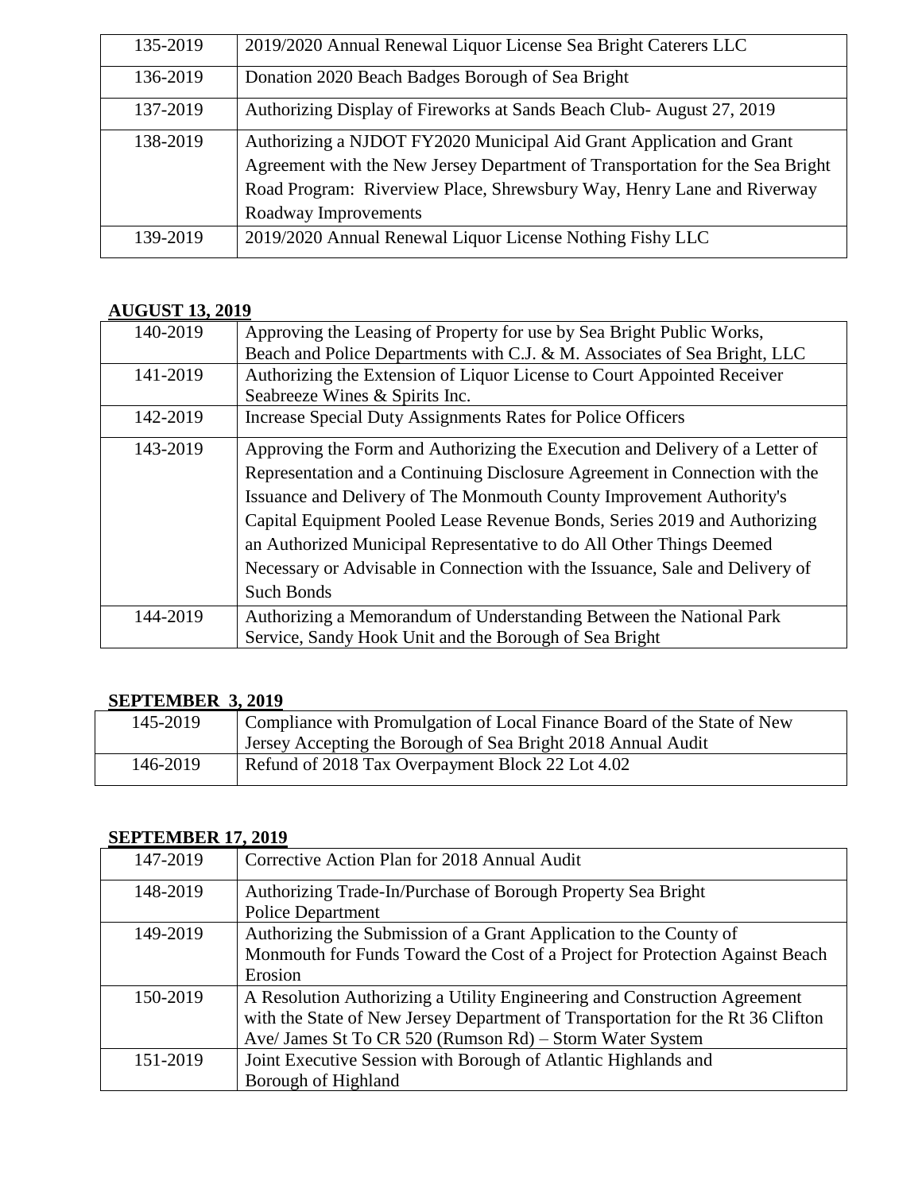| | |
|---|---|
| 135-2019 | 2019/2020 Annual Renewal Liquor License Sea Bright Caterers LLC |
| 136-2019 | Donation 2020 Beach Badges Borough of Sea Bright |
| 137-2019 | Authorizing Display of Fireworks at Sands Beach Club- August 27, 2019 |
| 138-2019 | Authorizing a NJDOT FY2020 Municipal Aid Grant Application and Grant Agreement with the New Jersey Department of Transportation for the Sea Bright Road Program: Riverview Place, Shrewsbury Way, Henry Lane and Riverway Roadway Improvements |
| 139-2019 | 2019/2020 Annual Renewal Liquor License Nothing Fishy LLC |

**AUGUST 13, 2019**

| | |
|---|---|
| 140-2019 | Approving the Leasing of Property for use by Sea Bright Public Works, Beach and Police Departments with C.J. & M. Associates of Sea Bright, LLC |
| 141-2019 | Authorizing the Extension of Liquor License to Court Appointed Receiver Seabreeze Wines & Spirits Inc. |
| 142-2019 | Increase Special Duty Assignments Rates for Police Officers |
| 143-2019 | Approving the Form and Authorizing the Execution and Delivery of a Letter of Representation and a Continuing Disclosure Agreement in Connection with the Issuance and Delivery of The Monmouth County Improvement Authority's Capital Equipment Pooled Lease Revenue Bonds, Series 2019 and Authorizing an Authorized Municipal Representative to do All Other Things Deemed Necessary or Advisable in Connection with the Issuance, Sale and Delivery of Such Bonds |
| 144-2019 | Authorizing a Memorandum of Understanding Between the National Park Service, Sandy Hook Unit and the Borough of Sea Bright |

**SEPTEMBER 3, 2019**

| | |
|---|---|
| 145-2019 | Compliance with Promulgation of Local Finance Board of the State of New Jersey Accepting the Borough of Sea Bright 2018 Annual Audit |
| 146-2019 | Refund of 2018 Tax Overpayment Block 22 Lot 4.02 |

**SEPTEMBER 17, 2019**

| | |
|---|---|
| 147-2019 | Corrective Action Plan for 2018 Annual Audit |
| 148-2019 | Authorizing Trade-In/Purchase of Borough Property Sea Bright Police Department |
| 149-2019 | Authorizing the Submission of a Grant Application to the County of Monmouth for Funds Toward the Cost of a Project for Protection Against Beach Erosion |
| 150-2019 | A Resolution Authorizing a Utility Engineering and Construction Agreement with the State of New Jersey Department of Transportation for the Rt 36 Clifton Ave/ James St To CR 520 (Rumson Rd) – Storm Water System |
| 151-2019 | Joint Executive Session with Borough of Atlantic Highlands and Borough of Highland |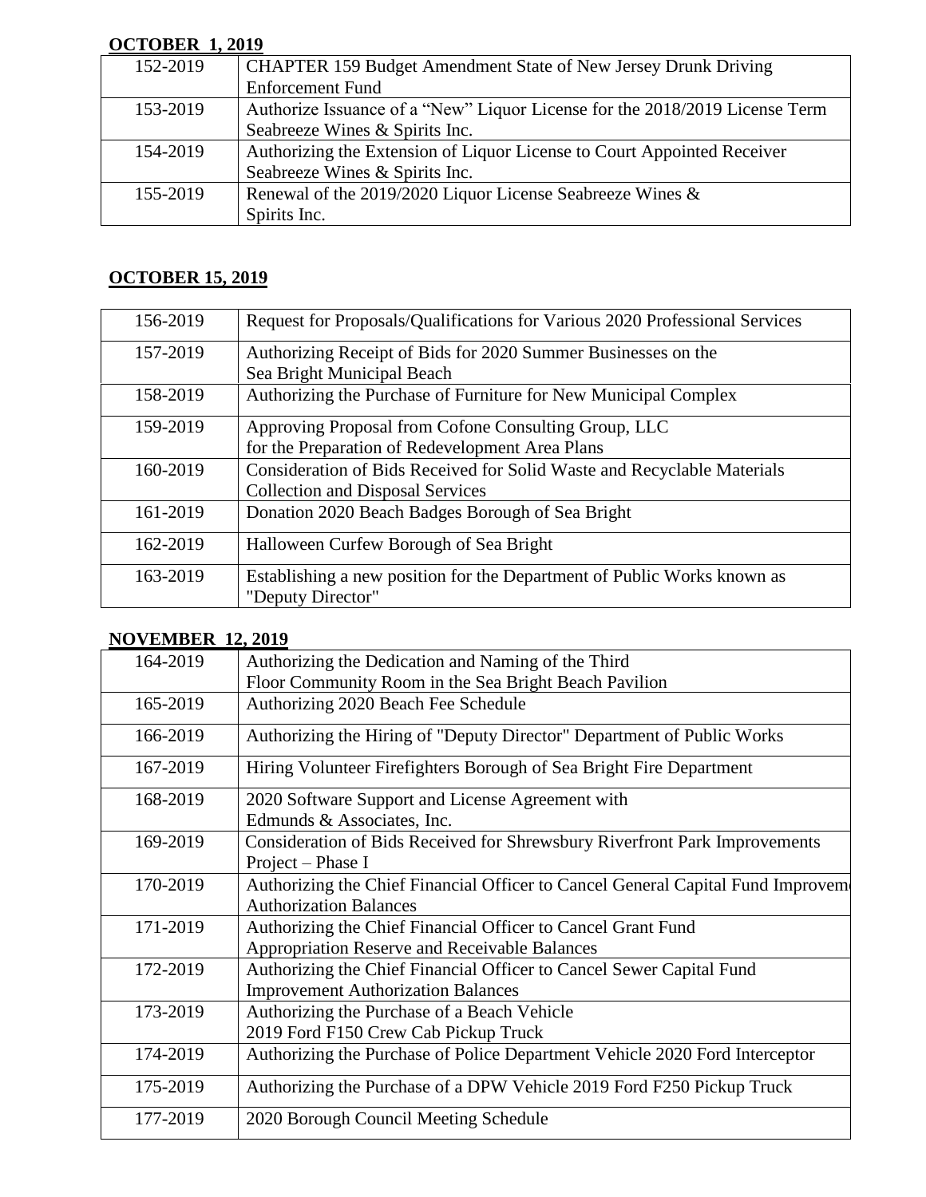**OCTOBER 1, 2019**

| | |
|---|---|
| 152-2019 | CHAPTER 159 Budget Amendment State of New Jersey Drunk Driving Enforcement Fund |
| 153-2019 | Authorize Issuance of a "New" Liquor License for the 2018/2019 License Term Seabreeze Wines & Spirits Inc. |
| 154-2019 | Authorizing the Extension of Liquor License to Court Appointed Receiver Seabreeze Wines & Spirits Inc. |
| 155-2019 | Renewal of the 2019/2020 Liquor License Seabreeze Wines & Spirits Inc. |

**OCTOBER 15, 2019**

| | |
|---|---|
| 156-2019 | Request for Proposals/Qualifications for Various 2020 Professional Services |
| 157-2019 | Authorizing Receipt of Bids for 2020 Summer Businesses on the Sea Bright Municipal Beach |
| 158-2019 | Authorizing the Purchase of Furniture for New Municipal Complex |
| 159-2019 | Approving Proposal from Cofone Consulting Group, LLC for the Preparation of Redevelopment Area Plans |
| 160-2019 | Consideration of Bids Received for Solid Waste and Recyclable Materials Collection and Disposal Services |
| 161-2019 | Donation 2020 Beach Badges Borough of Sea Bright |
| 162-2019 | Halloween Curfew Borough of Sea Bright |
| 163-2019 | Establishing a new position for the Department of Public Works known as "Deputy Director" |

**NOVEMBER 12, 2019**

| | |
|---|---|
| 164-2019 | Authorizing the Dedication and Naming of the Third Floor Community Room in the Sea Bright Beach Pavilion |
| 165-2019 | Authorizing 2020 Beach Fee Schedule |
| 166-2019 | Authorizing the Hiring of "Deputy Director" Department of Public Works |
| 167-2019 | Hiring Volunteer Firefighters Borough of Sea Bright Fire Department |
| 168-2019 | 2020 Software Support and License Agreement with Edmunds & Associates, Inc. |
| 169-2019 | Consideration of Bids Received for Shrewsbury Riverfront Park Improvements Project – Phase I |
| 170-2019 | Authorizing the Chief Financial Officer to Cancel General Capital Fund Improvem Authorization Balances |
| 171-2019 | Authorizing the Chief Financial Officer to Cancel Grant Fund Appropriation Reserve and Receivable Balances |
| 172-2019 | Authorizing the Chief Financial Officer to Cancel Sewer Capital Fund Improvement Authorization Balances |
| 173-2019 | Authorizing the Purchase of a Beach Vehicle 2019 Ford F150 Crew Cab Pickup Truck |
| 174-2019 | Authorizing the Purchase of Police Department Vehicle 2020 Ford Interceptor |
| 175-2019 | Authorizing the Purchase of a DPW Vehicle 2019 Ford F250 Pickup Truck |
| 177-2019 | 2020 Borough Council Meeting Schedule |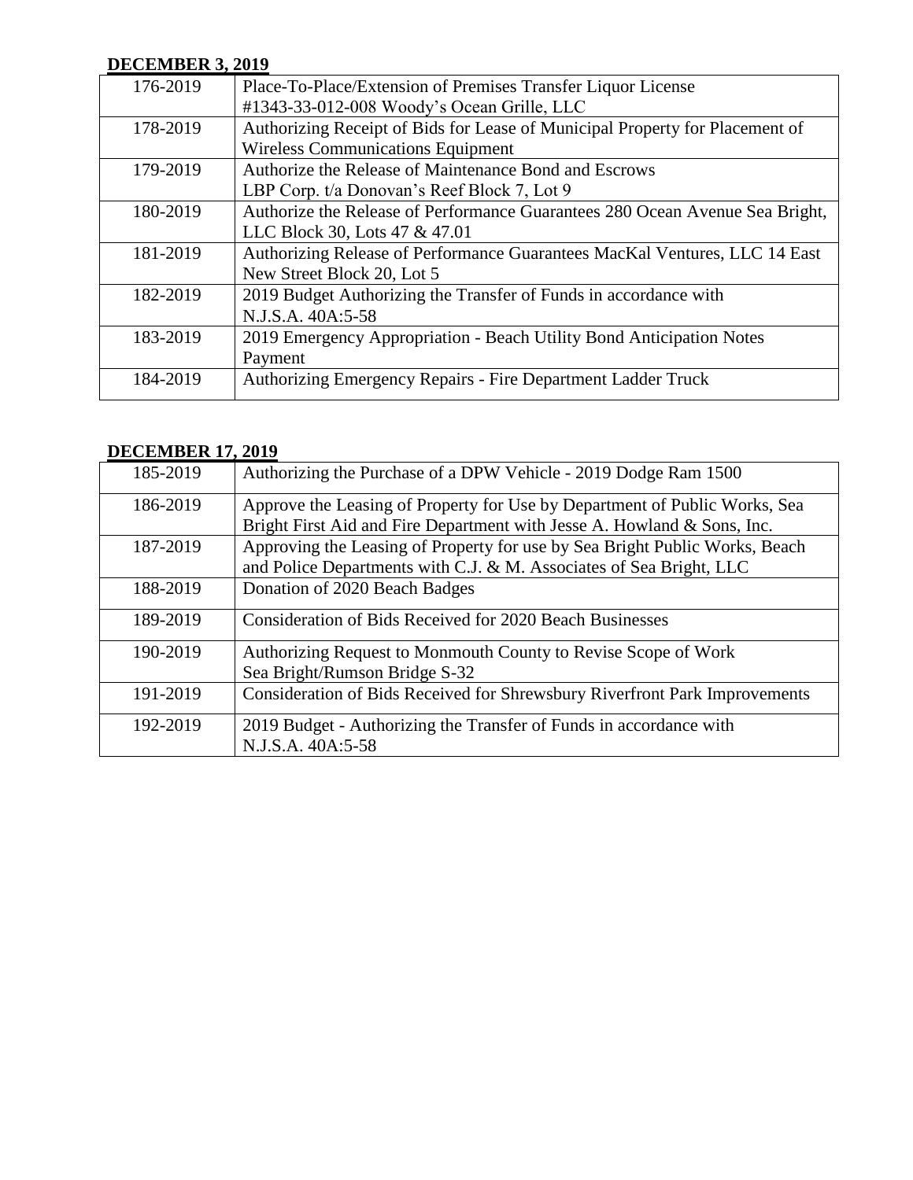**DECEMBER 3, 2019**

| | |
|---|---|
| 176-2019 | Place-To-Place/Extension of Premises Transfer Liquor License #1343-33-012-008 Woody's Ocean Grille, LLC |
| 178-2019 | Authorizing Receipt of Bids for Lease of Municipal Property for Placement of Wireless Communications Equipment |
| 179-2019 | Authorize the Release of Maintenance Bond and Escrows LBP Corp. t/a Donovan's Reef Block 7, Lot 9 |
| 180-2019 | Authorize the Release of Performance Guarantees 280 Ocean Avenue Sea Bright, LLC Block 30, Lots 47 & 47.01 |
| 181-2019 | Authorizing Release of Performance Guarantees MacKal Ventures, LLC 14 East New Street Block 20, Lot 5 |
| 182-2019 | 2019 Budget Authorizing the Transfer of Funds in accordance with N.J.S.A. 40A:5-58 |
| 183-2019 | 2019 Emergency Appropriation - Beach Utility Bond Anticipation Notes Payment |
| 184-2019 | Authorizing Emergency Repairs - Fire Department Ladder Truck |

**DECEMBER 17, 2019**

| | |
|---|---|
| 185-2019 | Authorizing the Purchase of a DPW Vehicle - 2019 Dodge Ram 1500 |
| 186-2019 | Approve the Leasing of Property for Use by Department of Public Works, Sea Bright First Aid and Fire Department with Jesse A. Howland & Sons, Inc. |
| 187-2019 | Approving the Leasing of Property for use by Sea Bright Public Works, Beach and Police Departments with C.J. & M. Associates of Sea Bright, LLC |
| 188-2019 | Donation of 2020 Beach Badges |
| 189-2019 | Consideration of Bids Received for 2020 Beach Businesses |
| 190-2019 | Authorizing Request to Monmouth County to Revise Scope of Work Sea Bright/Rumson Bridge S-32 |
| 191-2019 | Consideration of Bids Received for Shrewsbury Riverfront Park Improvements |
| 192-2019 | 2019 Budget - Authorizing the Transfer of Funds in accordance with N.J.S.A. 40A:5-58 |